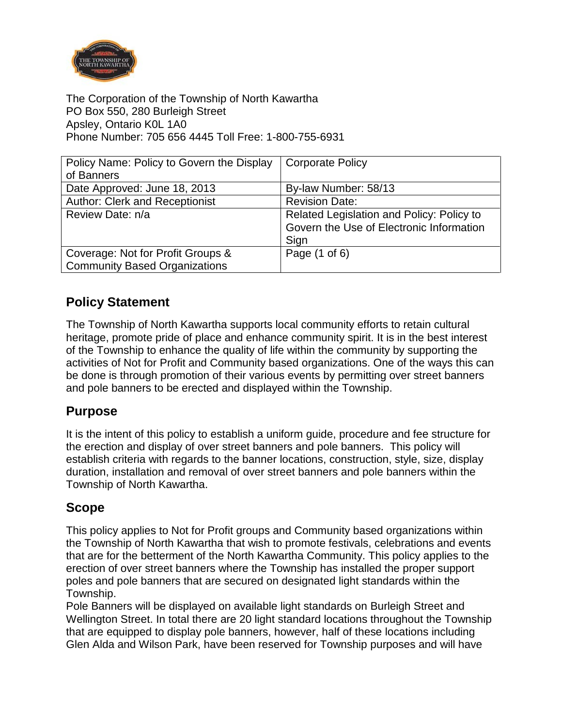The Corporation of the Township of North Kawartha
PO Box 550, 280 Burleigh Street
Apsley, Ontario K0L 1A0
Phone Number: 705 656 4445 Toll Free: 1-800-755-6931

| Policy Name: Policy to Govern the Display of Banners | Corporate Policy |
|---|---|
| Date Approved: June 18, 2013 | By-law Number: 58/13 |
| Author: Clerk and Receptionist | Revision Date: |
| Review Date: n/a | Related Legislation and Policy: Policy to Govern the Use of Electronic Information Sign |
| Coverage: Not for Profit Groups & Community Based Organizations | Page (1 of 6) |

## Policy Statement

The Township of North Kawartha supports local community efforts to retain cultural heritage, promote pride of place and enhance community spirit. It is in the best interest of the Township to enhance the quality of life within the community by supporting the activities of Not for Profit and Community based organizations. One of the ways this can be done is through promotion of their various events by permitting over street banners and pole banners to be erected and displayed within the Township.

## Purpose

It is the intent of this policy to establish a uniform guide, procedure and fee structure for the erection and display of over street banners and pole banners. This policy will establish criteria with regards to the banner locations, construction, style, size, display duration, installation and removal of over street banners and pole banners within the Township of North Kawartha.

## Scope

This policy applies to Not for Profit groups and Community based organizations within the Township of North Kawartha that wish to promote festivals, celebrations and events that are for the betterment of the North Kawartha Community. This policy applies to the erection of over street banners where the Township has installed the proper support poles and pole banners that are secured on designated light standards within the Township.

Pole Banners will be displayed on available light standards on Burleigh Street and Wellington Street. In total there are 20 light standard locations throughout the Township that are equipped to display pole banners, however, half of these locations including Glen Alda and Wilson Park, have been reserved for Township purposes and will have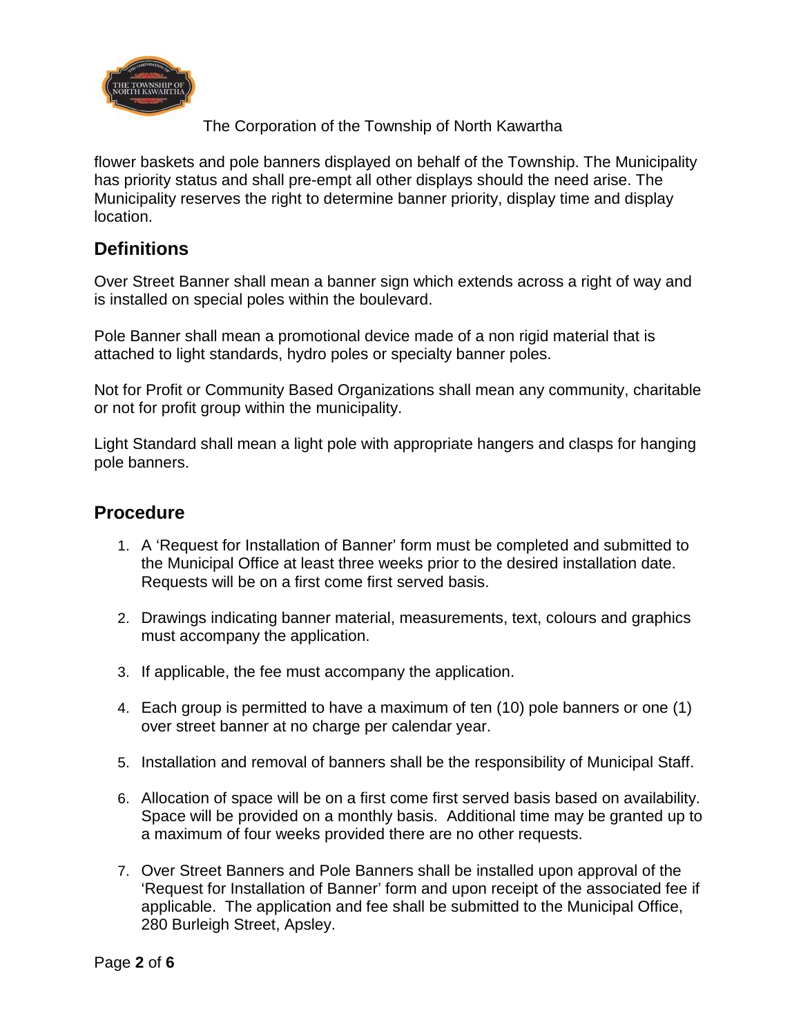flower baskets and pole banners displayed on behalf of the Township. The Municipality has priority status and shall pre-empt all other displays should the need arise. The Municipality reserves the right to determine banner priority, display time and display location.

## Definitions

Over Street Banner shall mean a banner sign which extends across a right of way and is installed on special poles within the boulevard.

Pole Banner shall mean a promotional device made of a non rigid material that is attached to light standards, hydro poles or specialty banner poles.

Not for Profit or Community Based Organizations shall mean any community, charitable or not for profit group within the municipality.

Light Standard shall mean a light pole with appropriate hangers and clasps for hanging pole banners.

## Procedure

1. A 'Request for Installation of Banner' form must be completed and submitted to the Municipal Office at least three weeks prior to the desired installation date. Requests will be on a first come first served basis.

2. Drawings indicating banner material, measurements, text, colours and graphics must accompany the application.

3. If applicable, the fee must accompany the application.

4. Each group is permitted to have a maximum of ten (10) pole banners or one (1) over street banner at no charge per calendar year.

5. Installation and removal of banners shall be the responsibility of Municipal Staff.

6. Allocation of space will be on a first come first served basis based on availability. Space will be provided on a monthly basis. Additional time may be granted up to a maximum of four weeks provided there are no other requests.

7. Over Street Banners and Pole Banners shall be installed upon approval of the 'Request for Installation of Banner' form and upon receipt of the associated fee if applicable. The application and fee shall be submitted to the Municipal Office, 280 Burleigh Street, Apsley.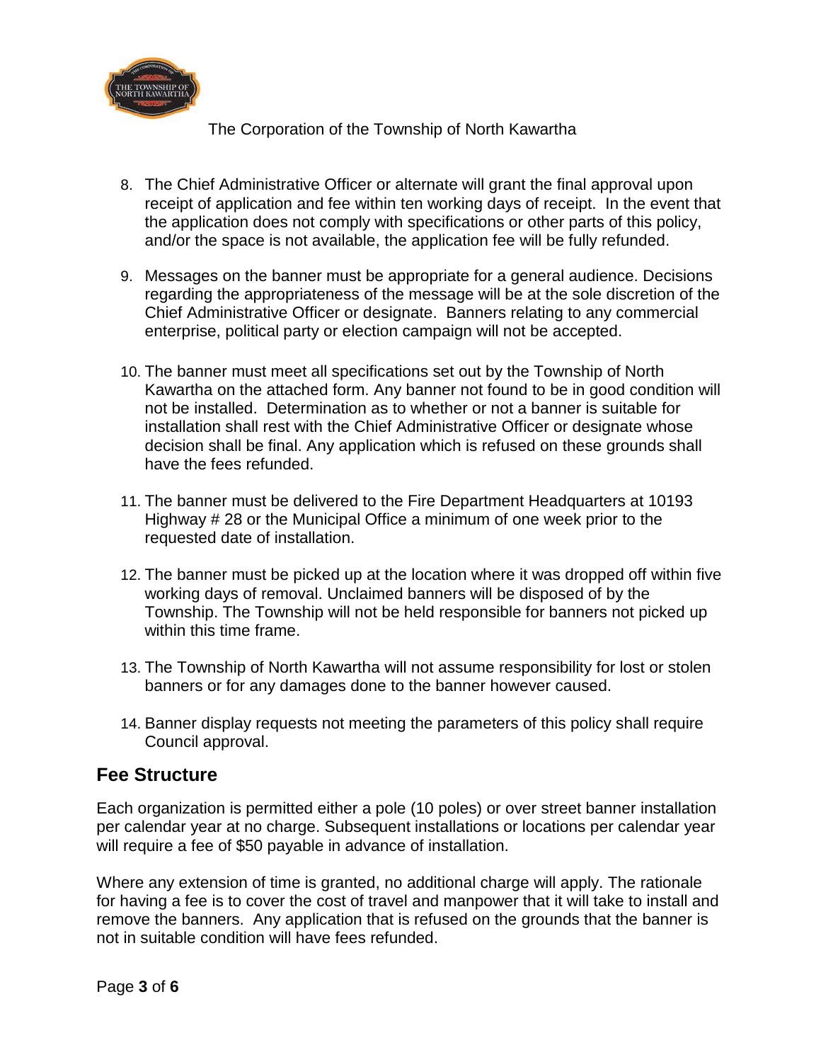8. The Chief Administrative Officer or alternate will grant the final approval upon receipt of application and fee within ten working days of receipt. In the event that the application does not comply with specifications or other parts of this policy, and/or the space is not available, the application fee will be fully refunded.

9. Messages on the banner must be appropriate for a general audience. Decisions regarding the appropriateness of the message will be at the sole discretion of the Chief Administrative Officer or designate. Banners relating to any commercial enterprise, political party or election campaign will not be accepted.

10. The banner must meet all specifications set out by the Township of North Kawartha on the attached form. Any banner not found to be in good condition will not be installed. Determination as to whether or not a banner is suitable for installation shall rest with the Chief Administrative Officer or designate whose decision shall be final. Any application which is refused on these grounds shall have the fees refunded.

11. The banner must be delivered to the Fire Department Headquarters at 10193 Highway # 28 or the Municipal Office a minimum of one week prior to the requested date of installation.

12. The banner must be picked up at the location where it was dropped off within five working days of removal. Unclaimed banners will be disposed of by the Township. The Township will not be held responsible for banners not picked up within this time frame.

13. The Township of North Kawartha will not assume responsibility for lost or stolen banners or for any damages done to the banner however caused.

14. Banner display requests not meeting the parameters of this policy shall require Council approval.

## Fee Structure

Each organization is permitted either a pole (10 poles) or over street banner installation per calendar year at no charge. Subsequent installations or locations per calendar year will require a fee of $50 payable in advance of installation.

Where any extension of time is granted, no additional charge will apply. The rationale for having a fee is to cover the cost of travel and manpower that it will take to install and remove the banners. Any application that is refused on the grounds that the banner is not in suitable condition will have fees refunded.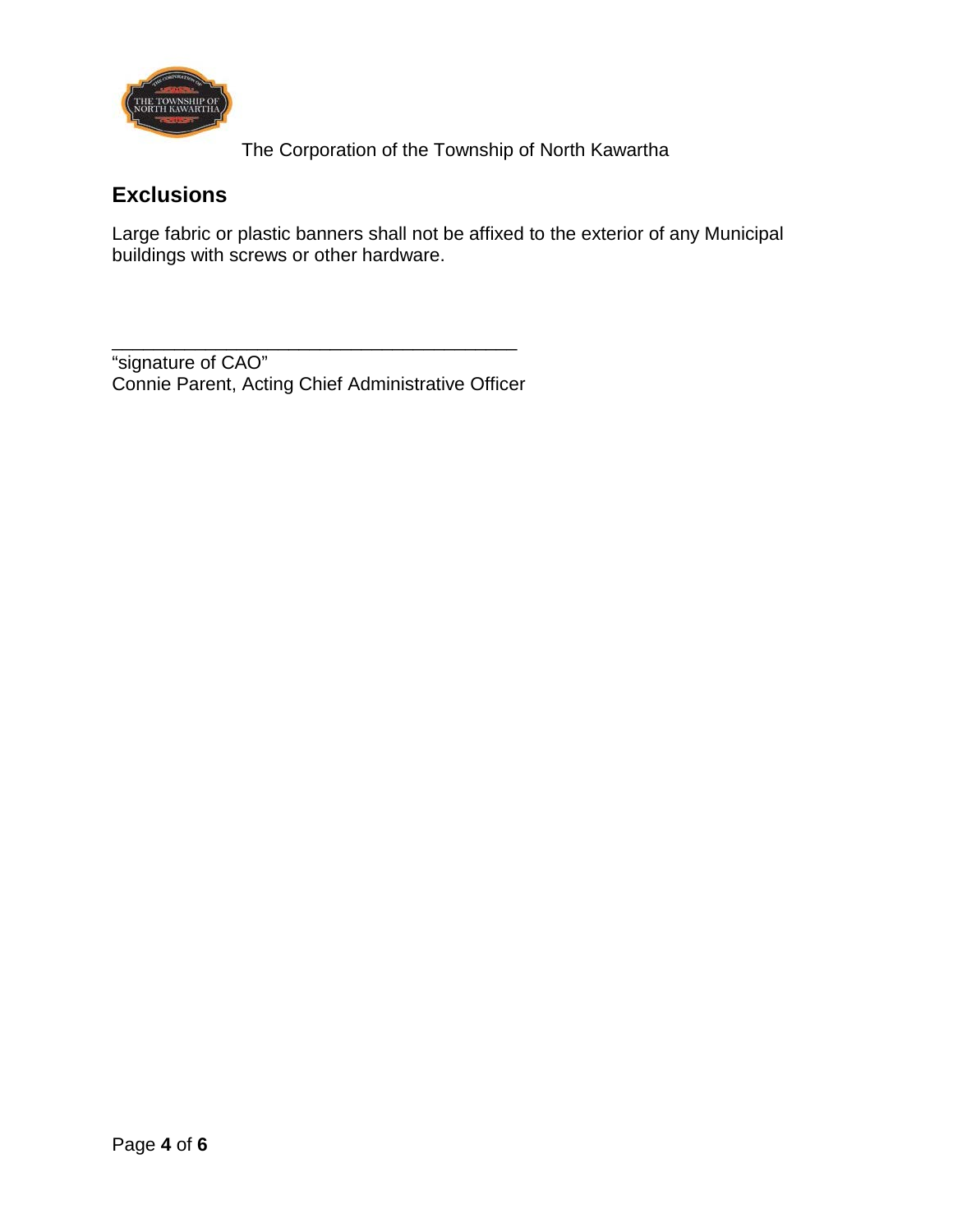The Corporation of the Township of North Kawartha

## Exclusions

Large fabric or plastic banners shall not be affixed to the exterior of any Municipal buildings with screws or other hardware.

\_\_\_\_\_\_\_\_\_\_\_\_\_\_\_\_\_\_\_\_\_\_\_\_\_\_\_\_\_\_\_\_\_\_\_\_\_\_\_\_\_\_

"signature of CAO"
Connie Parent, Acting Chief Administrative Officer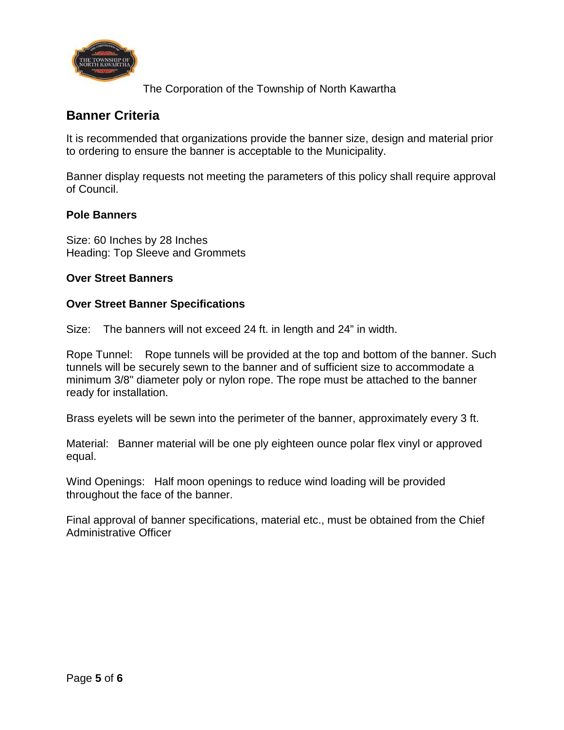The Corporation of the Township of North Kawartha

## Banner Criteria

It is recommended that organizations provide the banner size, design and material prior to ordering to ensure the banner is acceptable to the Municipality.

Banner display requests not meeting the parameters of this policy shall require approval of Council.

**Pole Banners**

Size: 60 Inches by 28 Inches
Heading: Top Sleeve and Grommets

**Over Street Banners**

**Over Street Banner Specifications**

Size: The banners will not exceed 24 ft. in length and 24" in width.

Rope Tunnel: Rope tunnels will be provided at the top and bottom of the banner. Such tunnels will be securely sewn to the banner and of sufficient size to accommodate a minimum 3/8" diameter poly or nylon rope. The rope must be attached to the banner ready for installation.

Brass eyelets will be sewn into the perimeter of the banner, approximately every 3 ft.

Material: Banner material will be one ply eighteen ounce polar flex vinyl or approved equal.

Wind Openings: Half moon openings to reduce wind loading will be provided throughout the face of the banner.

Final approval of banner specifications, material etc., must be obtained from the Chief Administrative Officer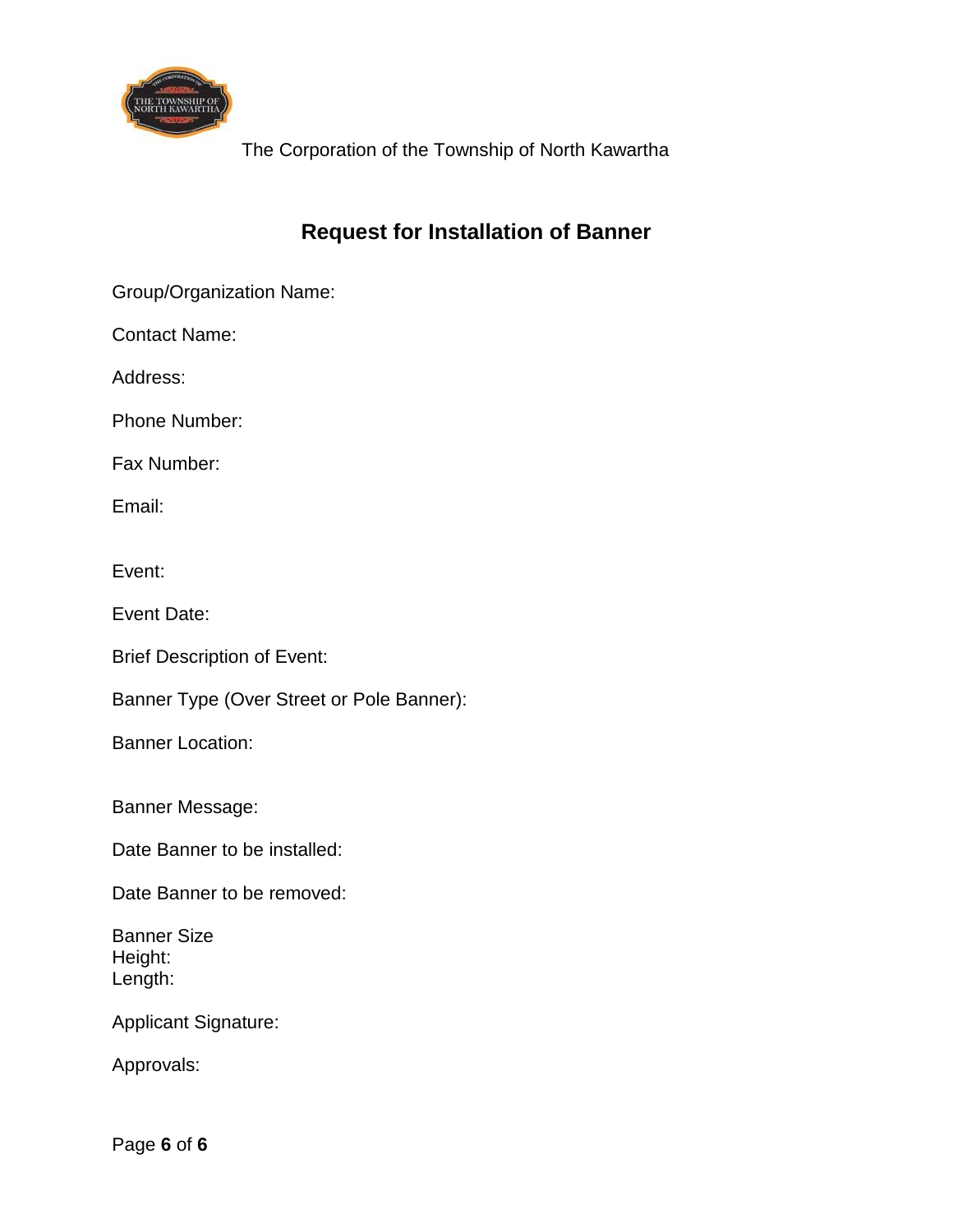The Corporation of the Township of North Kawartha

## Request for Installation of Banner

Group/Organization Name:

Contact Name:

Address:

Phone Number:

Fax Number:

Email:

Event:

Event Date:

Brief Description of Event:

Banner Type (Over Street or Pole Banner):

Banner Location:

Banner Message:

Date Banner to be installed:

Date Banner to be removed:

Banner Size
Height:
Length:

Applicant Signature:

Approvals: